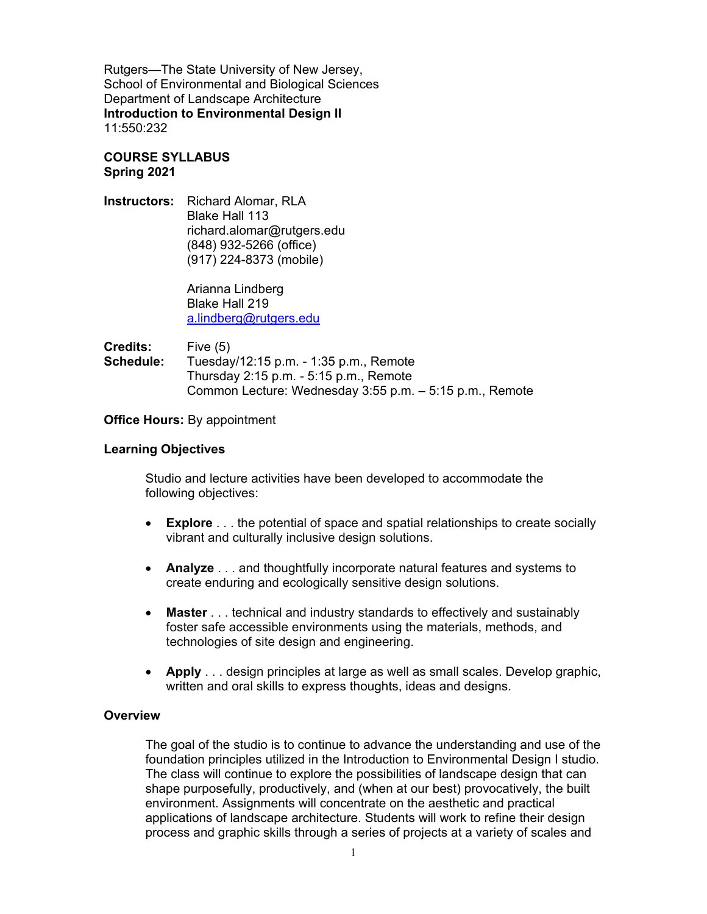Rutgers—The State University of New Jersey,
School of Environmental and Biological Sciences
Department of Landscape Architecture
**Introduction to Environmental Design II**
11:550:232

**COURSE SYLLABUS**
**Spring 2021**

**Instructors:** Richard Alomar, RLA
Blake Hall 113
richard.alomar@rutgers.edu
(848) 932-5266 (office)
(917) 224-8373 (mobile)

Arianna Lindberg
Blake Hall 219
a.lindberg@rutgers.edu

**Credits:** Five (5)
**Schedule:** Tuesday/12:15 p.m. - 1:35 p.m., Remote
Thursday 2:15 p.m. - 5:15 p.m., Remote
Common Lecture: Wednesday 3:55 p.m. – 5:15 p.m., Remote

**Office Hours:** By appointment

## Learning Objectives

Studio and lecture activities have been developed to accommodate the following objectives:

- **Explore** . . . the potential of space and spatial relationships to create socially vibrant and culturally inclusive design solutions.
- **Analyze** . . . and thoughtfully incorporate natural features and systems to create enduring and ecologically sensitive design solutions.
- **Master** . . . technical and industry standards to effectively and sustainably foster safe accessible environments using the materials, methods, and technologies of site design and engineering.
- **Apply** . . . design principles at large as well as small scales. Develop graphic, written and oral skills to express thoughts, ideas and designs.

## Overview

The goal of the studio is to continue to advance the understanding and use of the foundation principles utilized in the Introduction to Environmental Design I studio. The class will continue to explore the possibilities of landscape design that can shape purposefully, productively, and (when at our best) provocatively, the built environment. Assignments will concentrate on the aesthetic and practical applications of landscape architecture. Students will work to refine their design process and graphic skills through a series of projects at a variety of scales and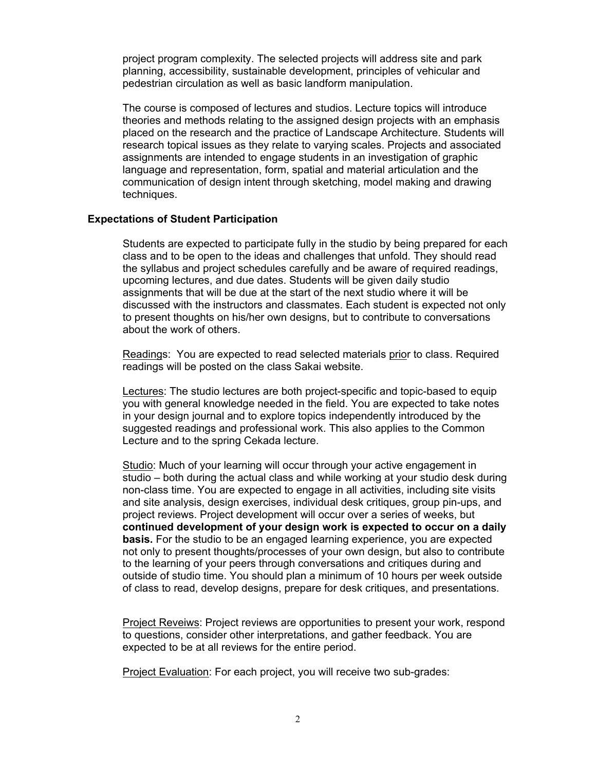project program complexity. The selected projects will address site and park planning, accessibility, sustainable development, principles of vehicular and pedestrian circulation as well as basic landform manipulation.

The course is composed of lectures and studios. Lecture topics will introduce theories and methods relating to the assigned design projects with an emphasis placed on the research and the practice of Landscape Architecture. Students will research topical issues as they relate to varying scales. Projects and associated assignments are intended to engage students in an investigation of graphic language and representation, form, spatial and material articulation and the communication of design intent through sketching, model making and drawing techniques.

**Expectations of Student Participation**

Students are expected to participate fully in the studio by being prepared for each class and to be open to the ideas and challenges that unfold. They should read the syllabus and project schedules carefully and be aware of required readings, upcoming lectures, and due dates. Students will be given daily studio assignments that will be due at the start of the next studio where it will be discussed with the instructors and classmates. Each student is expected not only to present thoughts on his/her own designs, but to contribute to conversations about the work of others.

<u>Readings</u>: You are expected to read selected materials <u>prior</u> to class. Required readings will be posted on the class Sakai website.

<u>Lectures</u>: The studio lectures are both project-specific and topic-based to equip you with general knowledge needed in the field. You are expected to take notes in your design journal and to explore topics independently introduced by the suggested readings and professional work. This also applies to the Common Lecture and to the spring Cekada lecture.

<u>Studio</u>: Much of your learning will occur through your active engagement in studio – both during the actual class and while working at your studio desk during non-class time. You are expected to engage in all activities, including site visits and site analysis, design exercises, individual desk critiques, group pin-ups, and project reviews. Project development will occur over a series of weeks, but **continued development of your design work is expected to occur on a daily basis.** For the studio to be an engaged learning experience, you are expected not only to present thoughts/processes of your own design, but also to contribute to the learning of your peers through conversations and critiques during and outside of studio time. You should plan a minimum of 10 hours per week outside of class to read, develop designs, prepare for desk critiques, and presentations.

<u>Project Reveiws</u>: Project reviews are opportunities to present your work, respond to questions, consider other interpretations, and gather feedback. You are expected to be at all reviews for the entire period.

<u>Project Evaluation</u>: For each project, you will receive two sub-grades: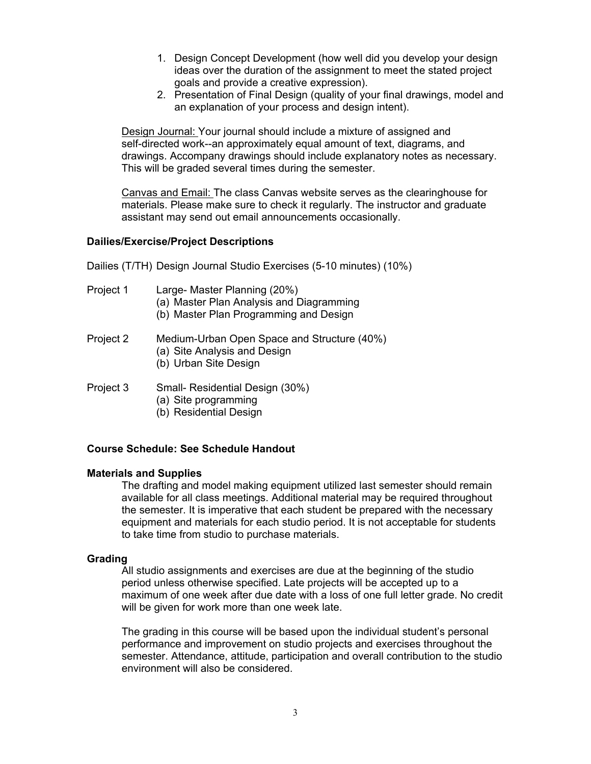1. Design Concept Development (how well did you develop your design ideas over the duration of the assignment to meet the stated project goals and provide a creative expression).
2. Presentation of Final Design (quality of your final drawings, model and an explanation of your process and design intent).

Design Journal: Your journal should include a mixture of assigned and self-directed work--an approximately equal amount of text, diagrams, and drawings. Accompany drawings should include explanatory notes as necessary. This will be graded several times during the semester.

Canvas and Email: The class Canvas website serves as the clearinghouse for materials. Please make sure to check it regularly. The instructor and graduate assistant may send out email announcements occasionally.

**Dailies/Exercise/Project Descriptions**

Dailies (T/TH) Design Journal Studio Exercises (5-10 minutes) (10%)

Project 1 Large- Master Planning (20%)
- (a) Master Plan Analysis and Diagramming
- (b) Master Plan Programming and Design

Project 2 Medium-Urban Open Space and Structure (40%)
- (a) Site Analysis and Design
- (b) Urban Site Design

Project 3 Small- Residential Design (30%)
- (a) Site programming
- (b) Residential Design

**Course Schedule: See Schedule Handout**

**Materials and Supplies**

The drafting and model making equipment utilized last semester should remain available for all class meetings. Additional material may be required throughout the semester. It is imperative that each student be prepared with the necessary equipment and materials for each studio period. It is not acceptable for students to take time from studio to purchase materials.

**Grading**

All studio assignments and exercises are due at the beginning of the studio period unless otherwise specified. Late projects will be accepted up to a maximum of one week after due date with a loss of one full letter grade. No credit will be given for work more than one week late.

The grading in this course will be based upon the individual student's personal performance and improvement on studio projects and exercises throughout the semester. Attendance, attitude, participation and overall contribution to the studio environment will also be considered.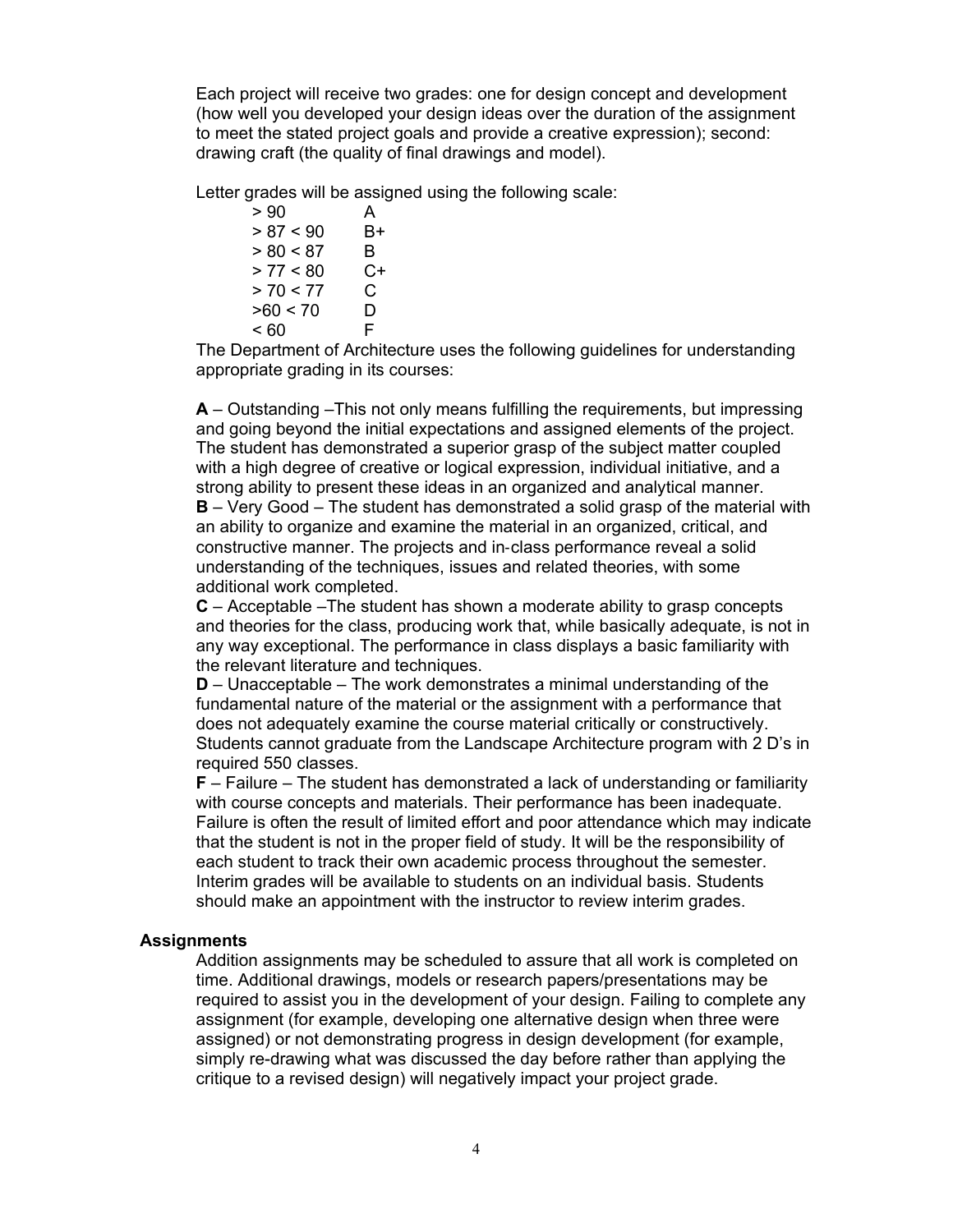Each project will receive two grades: one for design concept and development (how well you developed your design ideas over the duration of the assignment to meet the stated project goals and provide a creative expression); second: drawing craft (the quality of final drawings and model).

Letter grades will be assigned using the following scale:

| | |
|---|---|
| > 90 | A |
| > 87 < 90 | B+ |
| > 80 < 87 | B |
| > 77 < 80 | C+ |
| > 70 < 77 | C |
| >60 < 70 | D |
| < 60 | F |

The Department of Architecture uses the following guidelines for understanding appropriate grading in its courses:

**A** – Outstanding –This not only means fulfilling the requirements, but impressing and going beyond the initial expectations and assigned elements of the project. The student has demonstrated a superior grasp of the subject matter coupled with a high degree of creative or logical expression, individual initiative, and a strong ability to present these ideas in an organized and analytical manner.
**B** – Very Good – The student has demonstrated a solid grasp of the material with an ability to organize and examine the material in an organized, critical, and constructive manner. The projects and in-class performance reveal a solid understanding of the techniques, issues and related theories, with some additional work completed.
**C** – Acceptable –The student has shown a moderate ability to grasp concepts and theories for the class, producing work that, while basically adequate, is not in any way exceptional. The performance in class displays a basic familiarity with the relevant literature and techniques.
**D** – Unacceptable – The work demonstrates a minimal understanding of the fundamental nature of the material or the assignment with a performance that does not adequately examine the course material critically or constructively. Students cannot graduate from the Landscape Architecture program with 2 D's in required 550 classes.
**F** – Failure – The student has demonstrated a lack of understanding or familiarity with course concepts and materials. Their performance has been inadequate. Failure is often the result of limited effort and poor attendance which may indicate that the student is not in the proper field of study. It will be the responsibility of each student to track their own academic process throughout the semester. Interim grades will be available to students on an individual basis. Students should make an appointment with the instructor to review interim grades.

### Assignments

Addition assignments may be scheduled to assure that all work is completed on time. Additional drawings, models or research papers/presentations may be required to assist you in the development of your design. Failing to complete any assignment (for example, developing one alternative design when three were assigned) or not demonstrating progress in design development (for example, simply re-drawing what was discussed the day before rather than applying the critique to a revised design) will negatively impact your project grade.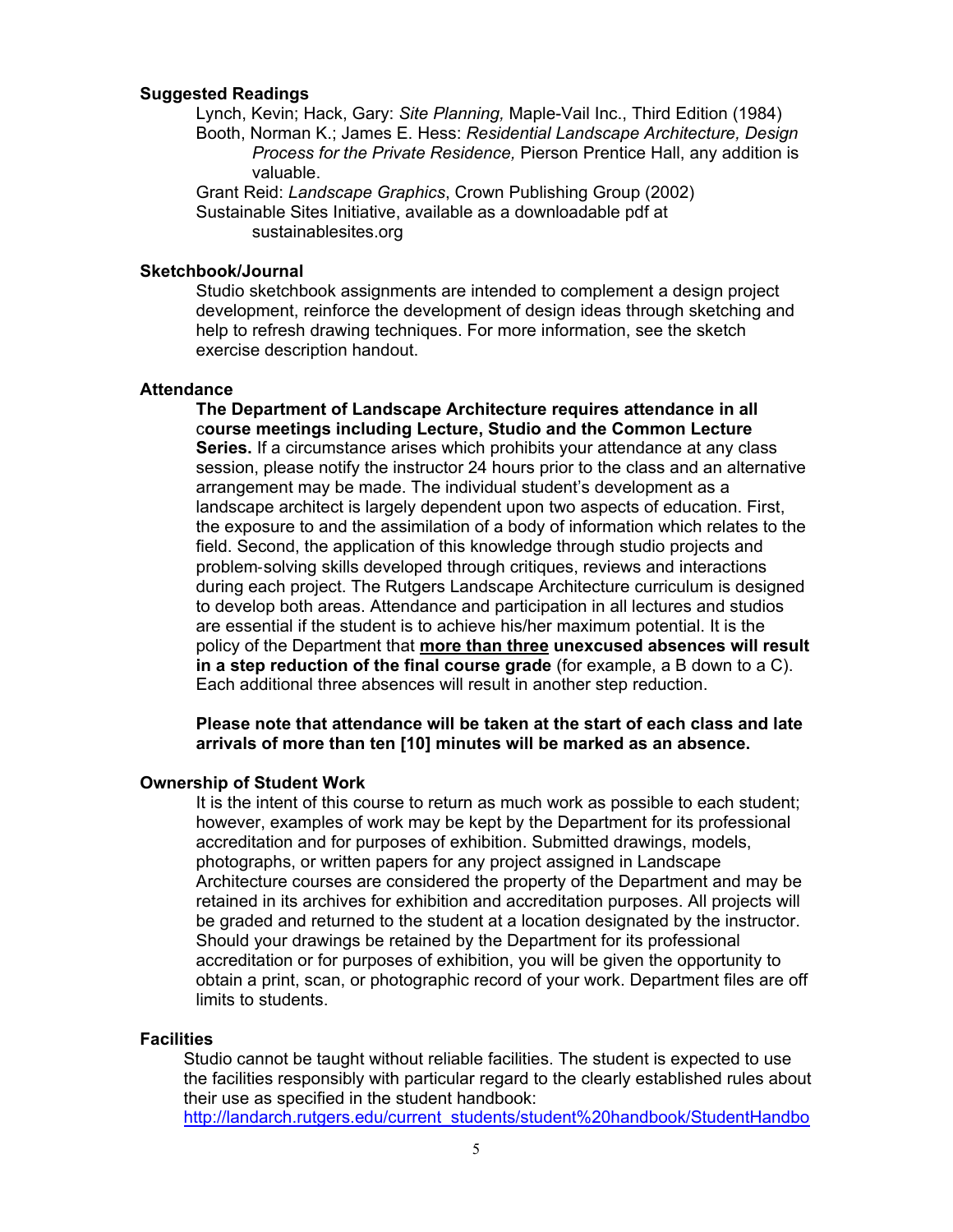### Suggested Readings

Lynch, Kevin; Hack, Gary: *Site Planning,* Maple-Vail Inc., Third Edition (1984)

Booth, Norman K.; James E. Hess: *Residential Landscape Architecture, Design Process for the Private Residence,* Pierson Prentice Hall, any addition is valuable.

Grant Reid: *Landscape Graphics*, Crown Publishing Group (2002)

Sustainable Sites Initiative, available as a downloadable pdf at sustainablesites.org

### Sketchbook/Journal

Studio sketchbook assignments are intended to complement a design project development, reinforce the development of design ideas through sketching and help to refresh drawing techniques. For more information, see the sketch exercise description handout.

### Attendance

**The Department of Landscape Architecture requires attendance in all course meetings including Lecture, Studio and the Common Lecture Series.** If a circumstance arises which prohibits your attendance at any class session, please notify the instructor 24 hours prior to the class and an alternative arrangement may be made. The individual student's development as a landscape architect is largely dependent upon two aspects of education. First, the exposure to and the assimilation of a body of information which relates to the field. Second, the application of this knowledge through studio projects and problem-solving skills developed through critiques, reviews and interactions during each project. The Rutgers Landscape Architecture curriculum is designed to develop both areas. Attendance and participation in all lectures and studios are essential if the student is to achieve his/her maximum potential. It is the policy of the Department that **<u>more than three</u> unexcused absences will result in a step reduction of the final course grade** (for example, a B down to a C). Each additional three absences will result in another step reduction.

**Please note that attendance will be taken at the start of each class and late arrivals of more than ten [10] minutes will be marked as an absence.**

### Ownership of Student Work

It is the intent of this course to return as much work as possible to each student; however, examples of work may be kept by the Department for its professional accreditation and for purposes of exhibition. Submitted drawings, models, photographs, or written papers for any project assigned in Landscape Architecture courses are considered the property of the Department and may be retained in its archives for exhibition and accreditation purposes. All projects will be graded and returned to the student at a location designated by the instructor. Should your drawings be retained by the Department for its professional accreditation or for purposes of exhibition, you will be given the opportunity to obtain a print, scan, or photographic record of your work. Department files are off limits to students.

### Facilities

Studio cannot be taught without reliable facilities. The student is expected to use the facilities responsibly with particular regard to the clearly established rules about their use as specified in the student handbook:
http://landarch.rutgers.edu/current_students/student%20handbook/StudentHandbo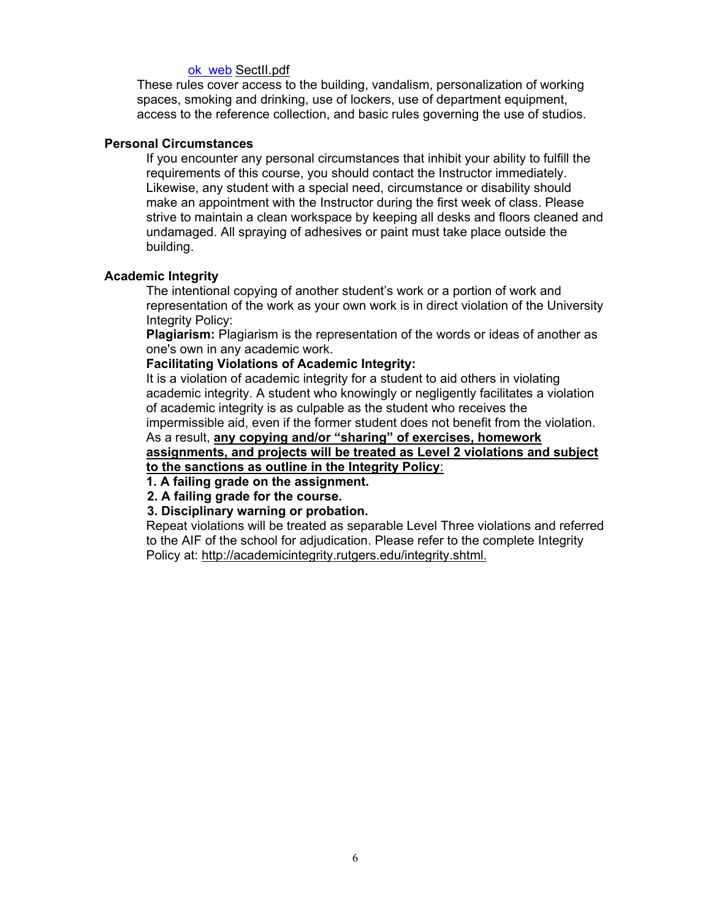ok_web SectII.pdf

These rules cover access to the building, vandalism, personalization of working spaces, smoking and drinking, use of lockers, use of department equipment, access to the reference collection, and basic rules governing the use of studios.

**Personal Circumstances**

If you encounter any personal circumstances that inhibit your ability to fulfill the requirements of this course, you should contact the Instructor immediately. Likewise, any student with a special need, circumstance or disability should make an appointment with the Instructor during the first week of class. Please strive to maintain a clean workspace by keeping all desks and floors cleaned and undamaged. All spraying of adhesives or paint must take place outside the building.

**Academic Integrity**

The intentional copying of another student's work or a portion of work and representation of the work as your own work is in direct violation of the University Integrity Policy:

**Plagiarism:** Plagiarism is the representation of the words or ideas of another as one's own in any academic work.

**Facilitating Violations of Academic Integrity:**

It is a violation of academic integrity for a student to aid others in violating academic integrity. A student who knowingly or negligently facilitates a violation of academic integrity is as culpable as the student who receives the impermissible aid, even if the former student does not benefit from the violation. As a result, **any copying and/or "sharing" of exercises, homework assignments, and projects will be treated as Level 2 violations and subject to the sanctions as outline in the Integrity Policy**:

**1. A failing grade on the assignment.**
**2. A failing grade for the course.**
**3. Disciplinary warning or probation.**

Repeat violations will be treated as separable Level Three violations and referred to the AIF of the school for adjudication. Please refer to the complete Integrity Policy at: http://academicintegrity.rutgers.edu/integrity.shtml.